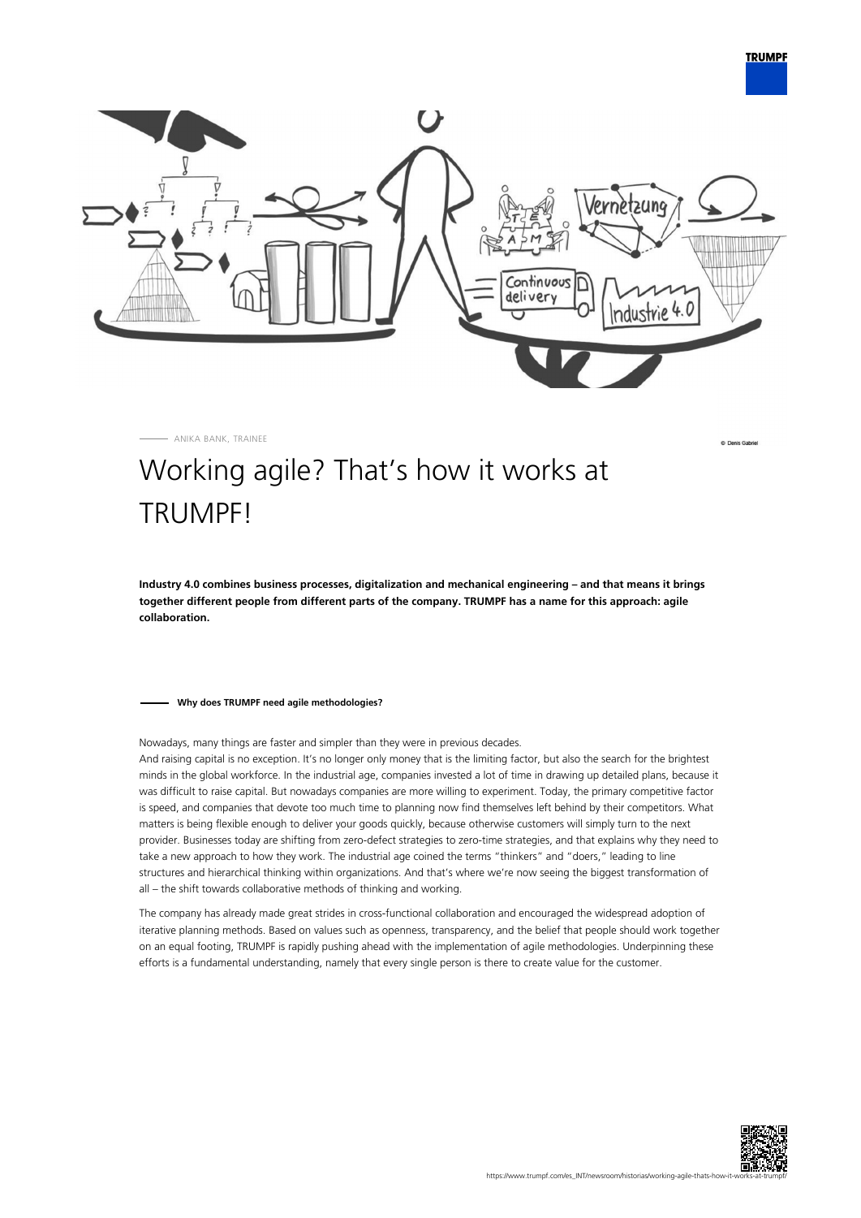ANIKA BANK, TRAINEE

© Denis Gabriel

# Working agile? That's how it works at TRUMPF!

**Industry 4.0 combines business processes, digitalization and mechanical engineering – and that means it brings together different people from different parts of the company. TRUMPF has a name for this approach: agile collaboration.**

### Why does TRUMPF need agile methodologies?

Nowadays, many things are faster and simpler than they were in previous decades.
And raising capital is no exception. It's no longer only money that is the limiting factor, but also the search for the brightest minds in the global workforce. In the industrial age, companies invested a lot of time in drawing up detailed plans, because it was difficult to raise capital. But nowadays companies are more willing to experiment. Today, the primary competitive factor is speed, and companies that devote too much time to planning now find themselves left behind by their competitors. What matters is being flexible enough to deliver your goods quickly, because otherwise customers will simply turn to the next provider. Businesses today are shifting from zero-defect strategies to zero-time strategies, and that explains why they need to take a new approach to how they work. The industrial age coined the terms "thinkers" and "doers," leading to line structures and hierarchical thinking within organizations. And that's where we're now seeing the biggest transformation of all – the shift towards collaborative methods of thinking and working.

The company has already made great strides in cross-functional collaboration and encouraged the widespread adoption of iterative planning methods. Based on values such as openness, transparency, and the belief that people should work together on an equal footing, TRUMPF is rapidly pushing ahead with the implementation of agile methodologies. Underpinning these efforts is a fundamental understanding, namely that every single person is there to create value for the customer.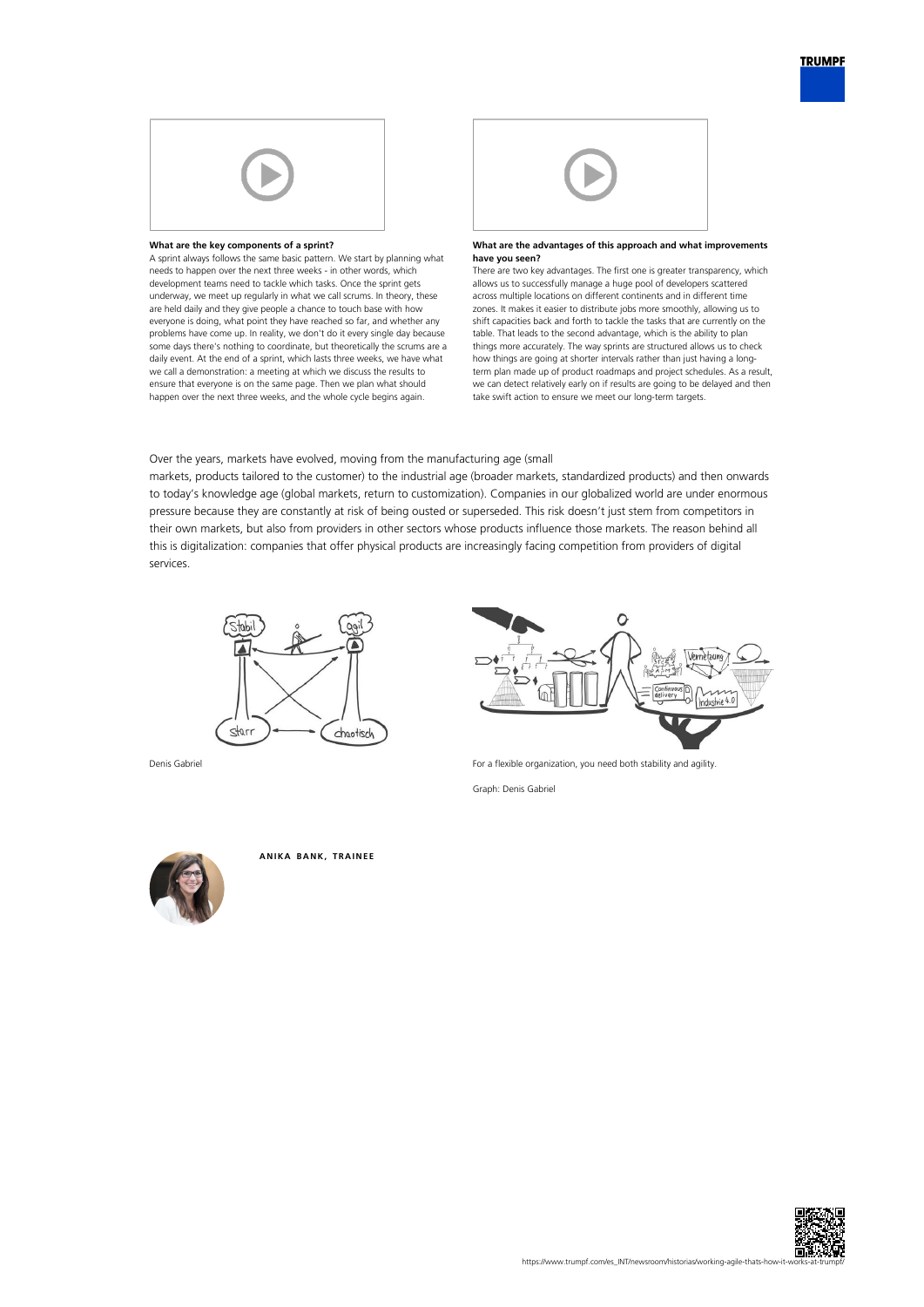**What are the key components of a sprint?**

A sprint always follows the same basic pattern. We start by planning what needs to happen over the next three weeks - in other words, which development teams need to tackle which tasks. Once the sprint gets underway, we meet up regularly in what we call scrums. In theory, these are held daily and they give people a chance to touch base with how everyone is doing, what point they have reached so far, and whether any problems have come up. In reality, we don't do it every single day because some days there's nothing to coordinate, but theoretically the scrums are a daily event. At the end of a sprint, which lasts three weeks, we have what we call a demonstration: a meeting at which we discuss the results to ensure that everyone is on the same page. Then we plan what should happen over the next three weeks, and the whole cycle begins again.

**What are the advantages of this approach and what improvements have you seen?**

There are two key advantages. The first one is greater transparency, which allows us to successfully manage a huge pool of developers scattered across multiple locations on different continents and in different time zones. It makes it easier to distribute jobs more smoothly, allowing us to shift capacities back and forth to tackle the tasks that are currently on the table. That leads to the second advantage, which is the ability to plan things more accurately. The way sprints are structured allows us to check how things are going at shorter intervals rather than just having a long-term plan made up of product roadmaps and project schedules. As a result, we can detect relatively early on if results are going to be delayed and then take swift action to ensure we meet our long-term targets.

Over the years, markets have evolved, moving from the manufacturing age (small markets, products tailored to the customer) to the industrial age (broader markets, standardized products) and then onwards to today's knowledge age (global markets, return to customization). Companies in our globalized world are under enormous pressure because they are constantly at risk of being ousted or superseded. This risk doesn't just stem from competitors in their own markets, but also from providers in other sectors whose products influence those markets. The reason behind all this is digitalization: companies that offer physical products are increasingly facing competition from providers of digital services.

Stabil
agil
starr
chaotisch

Denis Gabriel

Vernetzung
Continuous delivery
Industrie 4.0

For a flexible organization, you need both stability and agility.

Graph: Denis Gabriel

**ANIKA BANK, TRAINEE**